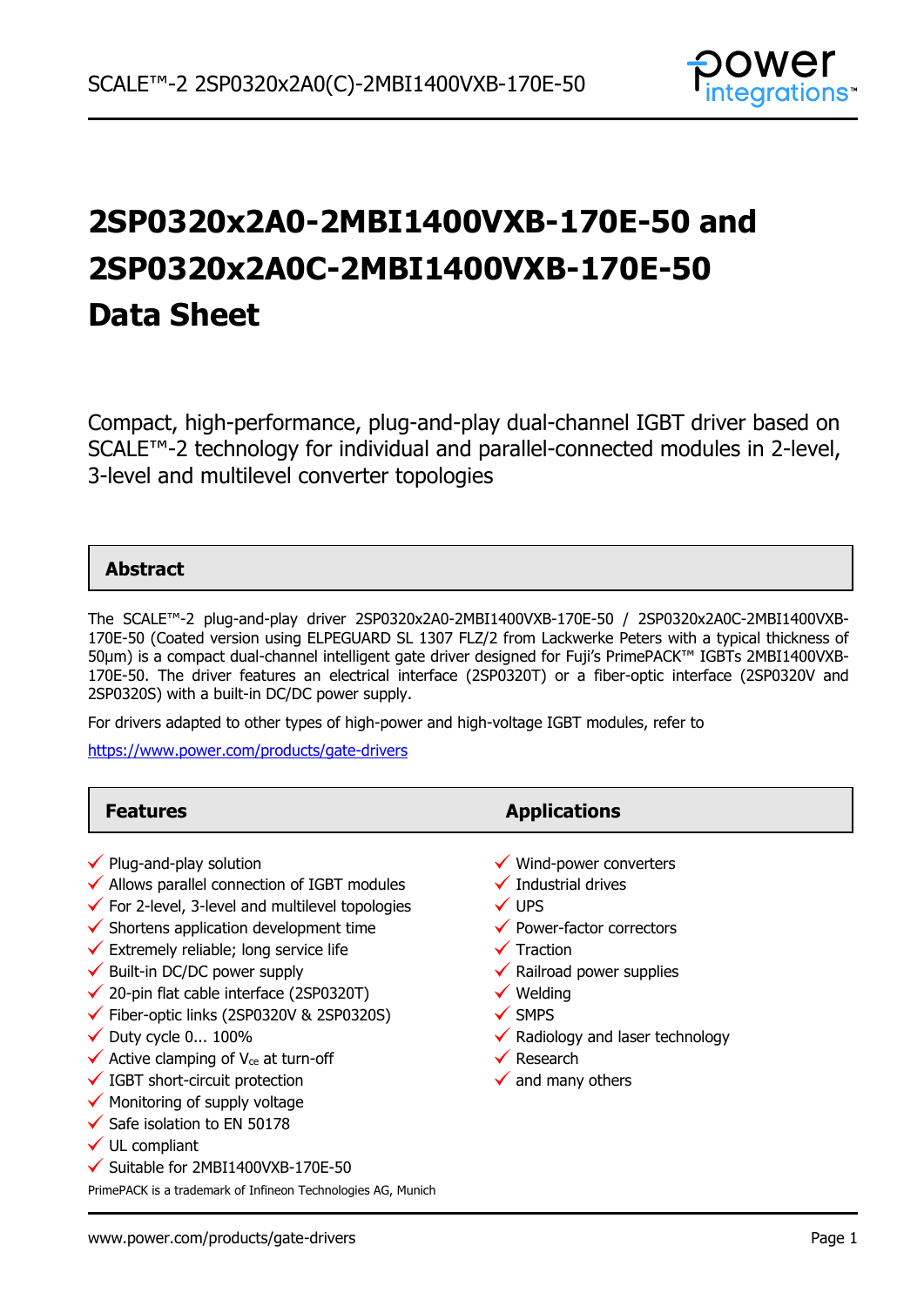# 2SP0320x2A0-2MBI1400VXB-170E-50 and 2SP0320x2A0C-2MBI1400VXB-170E-50 Data Sheet

Compact, high-performance, plug-and-play dual-channel IGBT driver based on SCALE™-2 technology for individual and parallel-connected modules in 2-level, 3-level and multilevel converter topologies

## Abstract

The SCALE™-2 plug-and-play driver 2SP0320x2A0-2MBI1400VXB-170E-50 / 2SP0320x2A0C-2MBI1400VXB-170E-50 (Coated version using ELPEGUARD SL 1307 FLZ/2 from Lackwerke Peters with a typical thickness of 50µm) is a compact dual-channel intelligent gate driver designed for Fuji's PrimePACK™ IGBTs 2MBI1400VXB-170E-50. The driver features an electrical interface (2SP0320T) or a fiber-optic interface (2SP0320V and 2SP0320S) with a built-in DC/DC power supply.

For drivers adapted to other types of high-power and high-voltage IGBT modules, refer to

https://www.power.com/products/gate-drivers

## Features

- ✓ Plug-and-play solution
- ✓ Allows parallel connection of IGBT modules
- ✓ For 2-level, 3-level and multilevel topologies
- ✓ Shortens application development time
- ✓ Extremely reliable; long service life
- ✓ Built-in DC/DC power supply
- ✓ 20-pin flat cable interface (2SP0320T)
- ✓ Fiber-optic links (2SP0320V & 2SP0320S)
- ✓ Duty cycle 0... 100%
- ✓ Active clamping of $V_{ce}$ at turn-off
- ✓ IGBT short-circuit protection
- ✓ Monitoring of supply voltage
- ✓ Safe isolation to EN 50178
- ✓ UL compliant
- ✓ Suitable for 2MBI1400VXB-170E-50

PrimePACK is a trademark of Infineon Technologies AG, Munich

## Applications

- ✓ Wind-power converters
- ✓ Industrial drives
- ✓ UPS
- ✓ Power-factor correctors
- ✓ Traction
- ✓ Railroad power supplies
- ✓ Welding
- ✓ SMPS
- ✓ Radiology and laser technology
- ✓ Research
- ✓ and many others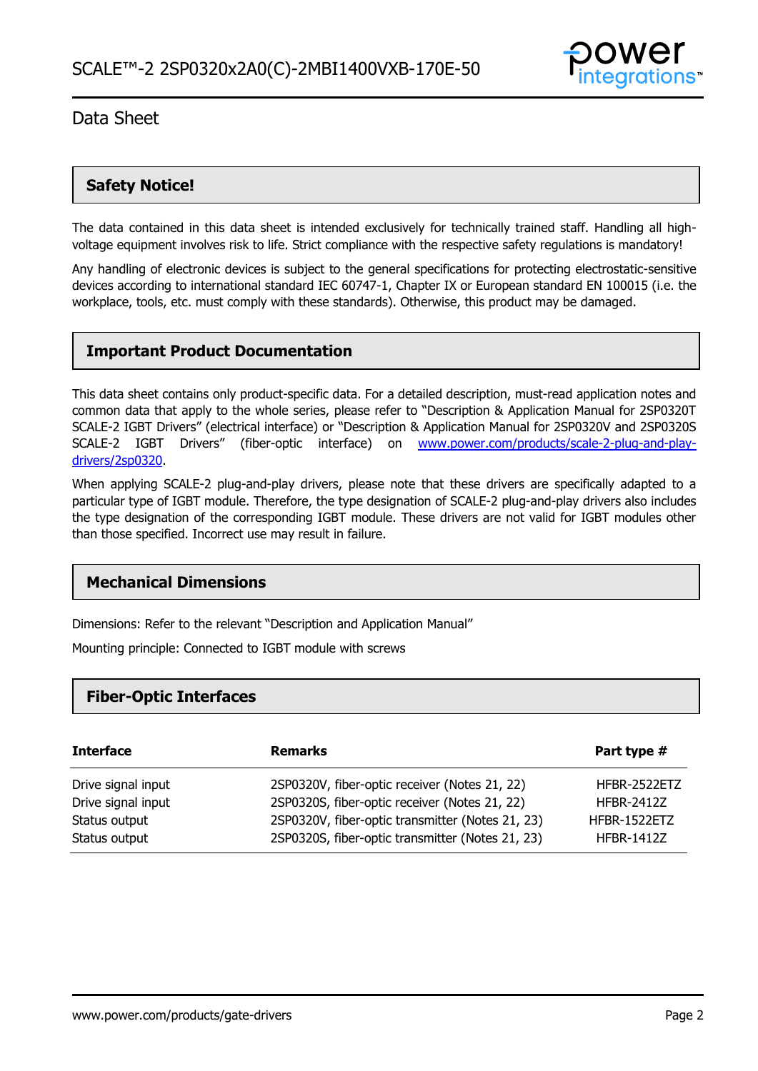## Safety Notice!

The data contained in this data sheet is intended exclusively for technically trained staff. Handling all high-voltage equipment involves risk to life. Strict compliance with the respective safety regulations is mandatory!

Any handling of electronic devices is subject to the general specifications for protecting electrostatic-sensitive devices according to international standard IEC 60747-1, Chapter IX or European standard EN 100015 (i.e. the workplace, tools, etc. must comply with these standards). Otherwise, this product may be damaged.

## Important Product Documentation

This data sheet contains only product-specific data. For a detailed description, must-read application notes and common data that apply to the whole series, please refer to "Description & Application Manual for 2SP0320T SCALE-2 IGBT Drivers" (electrical interface) or "Description & Application Manual for 2SP0320V and 2SP0320S SCALE-2 IGBT Drivers" (fiber-optic interface) on [www.power.com/products/scale-2-plug-and-play-drivers/2sp0320](www.power.com/products/scale-2-plug-and-play-drivers/2sp0320).

When applying SCALE-2 plug-and-play drivers, please note that these drivers are specifically adapted to a particular type of IGBT module. Therefore, the type designation of SCALE-2 plug-and-play drivers also includes the type designation of the corresponding IGBT module. These drivers are not valid for IGBT modules other than those specified. Incorrect use may result in failure.

## Mechanical Dimensions

Dimensions: Refer to the relevant "Description and Application Manual"

Mounting principle: Connected to IGBT module with screws

## Fiber-Optic Interfaces

| Interface | Remarks | Part type # |
|---|---|---|
| Drive signal input | 2SP0320V, fiber-optic receiver (Notes 21, 22) | HFBR-2522ETZ |
| Drive signal input | 2SP0320S, fiber-optic receiver (Notes 21, 22) | HFBR-2412Z |
| Status output | 2SP0320V, fiber-optic transmitter (Notes 21, 23) | HFBR-1522ETZ |
| Status output | 2SP0320S, fiber-optic transmitter (Notes 21, 23) | HFBR-1412Z |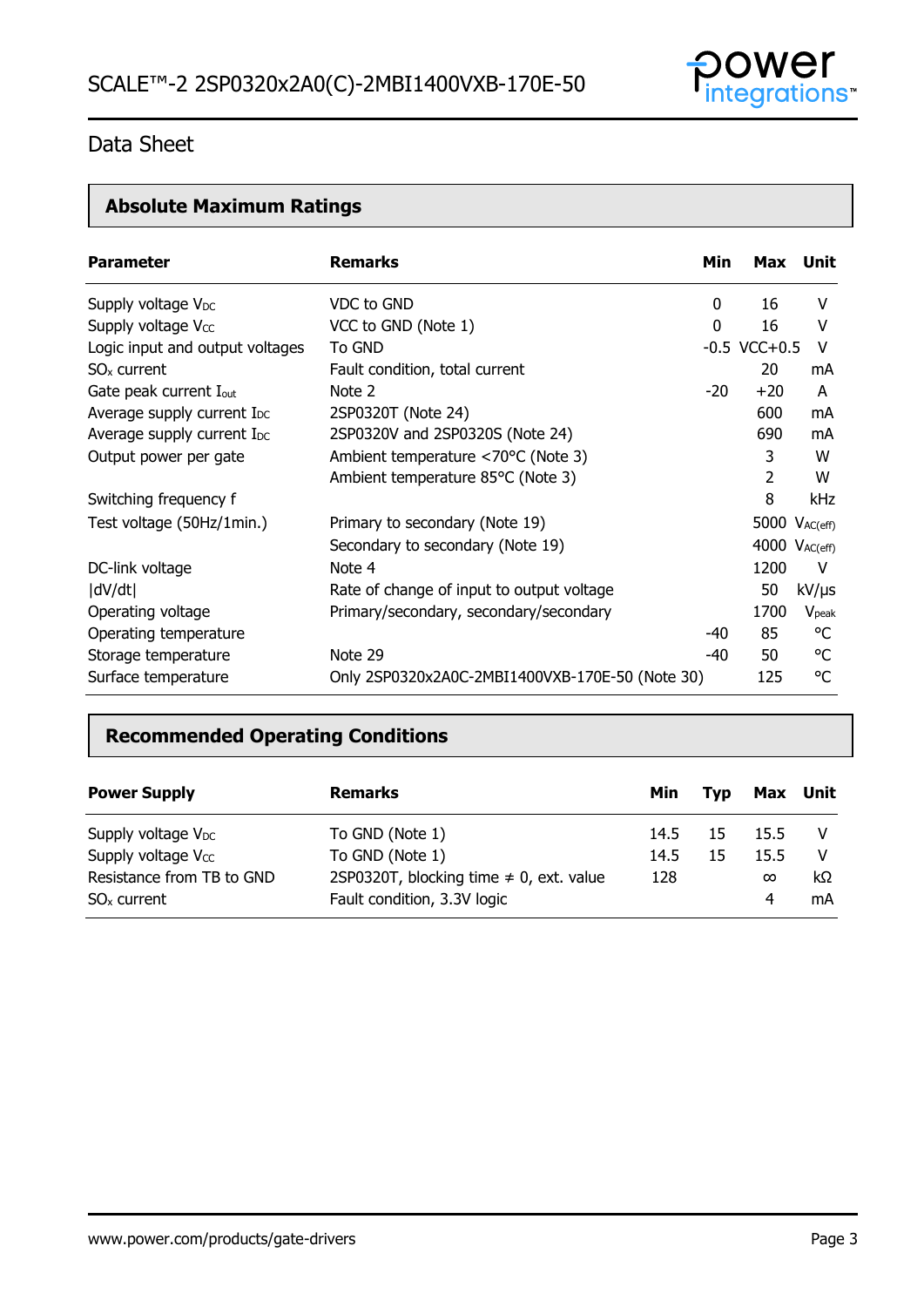## Absolute Maximum Ratings

| Parameter | Remarks | Min | Max | Unit |
|---|---|---|---|---|
| Supply voltage $V_{DC}$ | VDC to GND | 0 | 16 | V |
| Supply voltage $V_{CC}$ | VCC to GND (Note 1) | 0 | 16 | V |
| Logic input and output voltages | To GND | -0.5 | VCC+0.5 | V |
| $SO_x$ current | Fault condition, total current | | 20 | mA |
| Gate peak current $I_{out}$ | Note 2 | -20 | +20 | A |
| Average supply current $I_{DC}$ | 2SP0320T (Note 24) | | 600 | mA |
| Average supply current $I_{DC}$ | 2SP0320V and 2SP0320S (Note 24) | | 690 | mA |
| Output power per gate | Ambient temperature <70°C (Note 3) | | 3 | W |
| | Ambient temperature 85°C (Note 3) | | 2 | W |
| Switching frequency f | | | 8 | kHz |
| Test voltage (50Hz/1min.) | Primary to secondary (Note 19) | | 5000 | $V_{AC(eff)}$ |
| | Secondary to secondary (Note 19) | | 4000 | $V_{AC(eff)}$ |
| DC-link voltage | Note 4 | | 1200 | V |
| \|dV/dt\| | Rate of change of input to output voltage | | 50 | kV/µs |
| Operating voltage | Primary/secondary, secondary/secondary | | 1700 | $V_{peak}$ |
| Operating temperature | | -40 | 85 | °C |
| Storage temperature | Note 29 | -40 | 50 | °C |
| Surface temperature | Only 2SP0320x2A0C-2MBI1400VXB-170E-50 (Note 30) | | 125 | °C |

## Recommended Operating Conditions

| Power Supply | Remarks | Min | Typ | Max | Unit |
|---|---|---|---|---|---|
| Supply voltage $V_{DC}$ | To GND (Note 1) | 14.5 | 15 | 15.5 | V |
| Supply voltage $V_{CC}$ | To GND (Note 1) | 14.5 | 15 | 15.5 | V |
| Resistance from TB to GND | 2SP0320T, blocking time ≠ 0, ext. value | 128 | | ∞ | kΩ |
| $SO_x$ current | Fault condition, 3.3V logic | | | 4 | mA |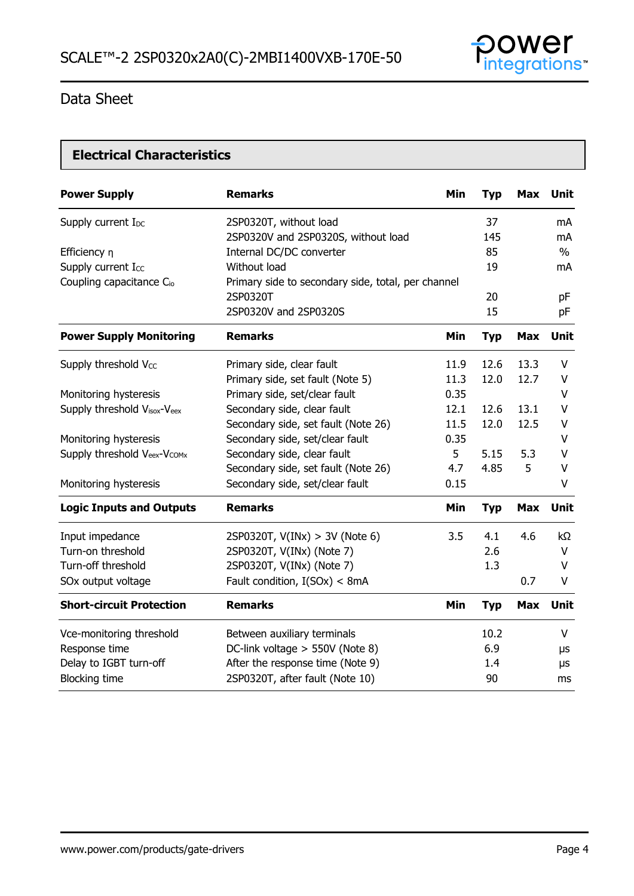## Data Sheet

### Electrical Characteristics

| Power Supply | Remarks | Min | Typ | Max | Unit |
|---|---|---|---|---|---|
| Supply current $I_{DC}$ | 2SP0320T, without load | | 37 | | mA |
| | 2SP0320V and 2SP0320S, without load | | 145 | | mA |
| Efficiency η | Internal DC/DC converter | | 85 | | % |
| Supply current $I_{CC}$ | Without load | | 19 | | mA |
| Coupling capacitance $C_{io}$ | Primary side to secondary side, total, per channel | | | | |
| | 2SP0320T | | 20 | | pF |
| | 2SP0320V and 2SP0320S | | 15 | | pF |

| Power Supply Monitoring | Remarks | Min | Typ | Max | Unit |
|---|---|---|---|---|---|
| Supply threshold $V_{CC}$ | Primary side, clear fault | 11.9 | 12.6 | 13.3 | V |
| | Primary side, set fault (Note 5) | 11.3 | 12.0 | 12.7 | V |
| Monitoring hysteresis | Primary side, set/clear fault | 0.35 | | | V |
| Supply threshold $V_{isox}$-$V_{eex}$ | Secondary side, clear fault | 12.1 | 12.6 | 13.1 | V |
| | Secondary side, set fault (Note 26) | 11.5 | 12.0 | 12.5 | V |
| Monitoring hysteresis | Secondary side, set/clear fault | 0.35 | | | V |
| Supply threshold $V_{eex}$-$V_{COMx}$ | Secondary side, clear fault | 5 | 5.15 | 5.3 | V |
| | Secondary side, set fault (Note 26) | 4.7 | 4.85 | 5 | V |
| Monitoring hysteresis | Secondary side, set/clear fault | 0.15 | | | V |

| Logic Inputs and Outputs | Remarks | Min | Typ | Max | Unit |
|---|---|---|---|---|---|
| Input impedance | 2SP0320T, V(INx) > 3V (Note 6) | 3.5 | 4.1 | 4.6 | kΩ |
| Turn-on threshold | 2SP0320T, V(INx) (Note 7) | | 2.6 | | V |
| Turn-off threshold | 2SP0320T, V(INx) (Note 7) | | 1.3 | | V |
| SOx output voltage | Fault condition, I(SOx) < 8mA | | | 0.7 | V |

| Short-circuit Protection | Remarks | Min | Typ | Max | Unit |
|---|---|---|---|---|---|
| Vce-monitoring threshold | Between auxiliary terminals | | 10.2 | | V |
| Response time | DC-link voltage > 550V (Note 8) | | 6.9 | | µs |
| Delay to IGBT turn-off | After the response time (Note 9) | | 1.4 | | µs |
| Blocking time | 2SP0320T, after fault (Note 10) | | 90 | | ms |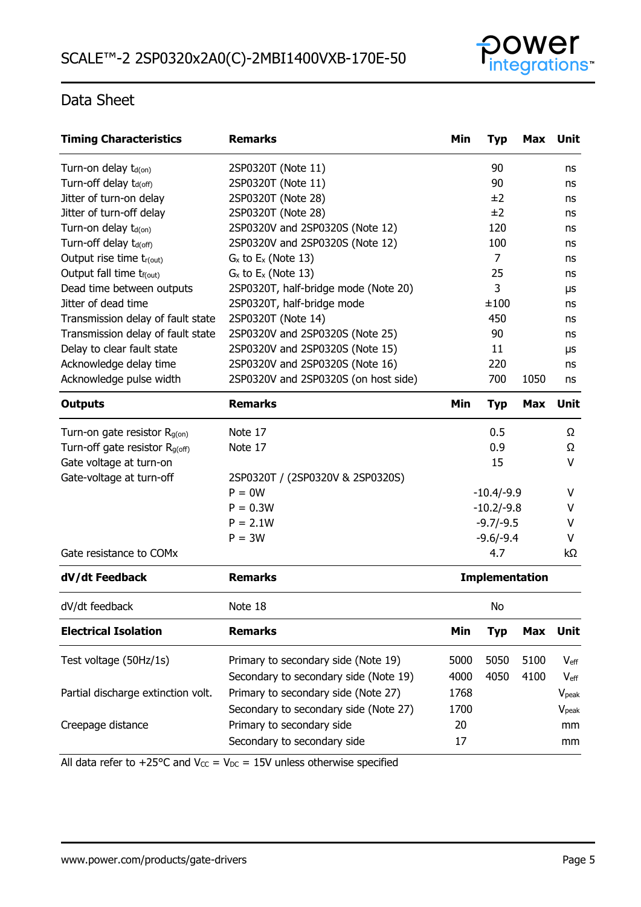## Data Sheet

| Timing Characteristics | Remarks | Min | Typ | Max | Unit |
|---|---|---|---|---|---|
| Turn-on delay $t_{d(on)}$ | 2SP0320T (Note 11) | | 90 | | ns |
| Turn-off delay $t_{d(off)}$ | 2SP0320T (Note 11) | | 90 | | ns |
| Jitter of turn-on delay | 2SP0320T (Note 28) | | ±2 | | ns |
| Jitter of turn-off delay | 2SP0320T (Note 28) | | ±2 | | ns |
| Turn-on delay $t_{d(on)}$ | 2SP0320V and 2SP0320S (Note 12) | | 120 | | ns |
| Turn-off delay $t_{d(off)}$ | 2SP0320V and 2SP0320S (Note 12) | | 100 | | ns |
| Output rise time $t_{r(out)}$ | $G_x$ to $E_x$ (Note 13) | | 7 | | ns |
| Output fall time $t_{f(out)}$ | $G_x$ to $E_x$ (Note 13) | | 25 | | ns |
| Dead time between outputs | 2SP0320T, half-bridge mode (Note 20) | | 3 | | μs |
| Jitter of dead time | 2SP0320T, half-bridge mode | | ±100 | | ns |
| Transmission delay of fault state | 2SP0320T (Note 14) | | 450 | | ns |
| Transmission delay of fault state | 2SP0320V and 2SP0320S (Note 25) | | 90 | | ns |
| Delay to clear fault state | 2SP0320V and 2SP0320S (Note 15) | | 11 | | μs |
| Acknowledge delay time | 2SP0320V and 2SP0320S (Note 16) | | 220 | | ns |
| Acknowledge pulse width | 2SP0320V and 2SP0320S (on host side) | | 700 | 1050 | ns |

| Outputs | Remarks | Min | Typ | Max | Unit |
|---|---|---|---|---|---|
| Turn-on gate resistor $R_{g(on)}$ | Note 17 | | 0.5 | | Ω |
| Turn-off gate resistor $R_{g(off)}$ | Note 17 | | 0.9 | | Ω |
| Gate voltage at turn-on | | | 15 | | V |
| Gate-voltage at turn-off | 2SP0320T / (2SP0320V & 2SP0320S) | | | | |
| | P = 0W | | -10.4/-9.9 | | V |
| | P = 0.3W | | -10.2/-9.8 | | V |
| | P = 2.1W | | -9.7/-9.5 | | V |
| | P = 3W | | -9.6/-9.4 | | V |
| Gate resistance to COMx | | | 4.7 | | kΩ |

| dV/dt Feedback | Remarks | Implementation |
|---|---|---|
| dV/dt feedback | Note 18 | No |

| Electrical Isolation | Remarks | Min | Typ | Max | Unit |
|---|---|---|---|---|---|
| Test voltage (50Hz/1s) | Primary to secondary side (Note 19) | 5000 | 5050 | 5100 | $V_{eff}$ |
| | Secondary to secondary side (Note 19) | 4000 | 4050 | 4100 | $V_{eff}$ |
| Partial discharge extinction volt. | Primary to secondary side (Note 27) | 1768 | | | $V_{peak}$ |
| | Secondary to secondary side (Note 27) | 1700 | | | $V_{peak}$ |
| Creepage distance | Primary to secondary side | 20 | | | mm |
| | Secondary to secondary side | 17 | | | mm |

All data refer to +25°C and $V_{CC}$ = $V_{DC}$ = 15V unless otherwise specified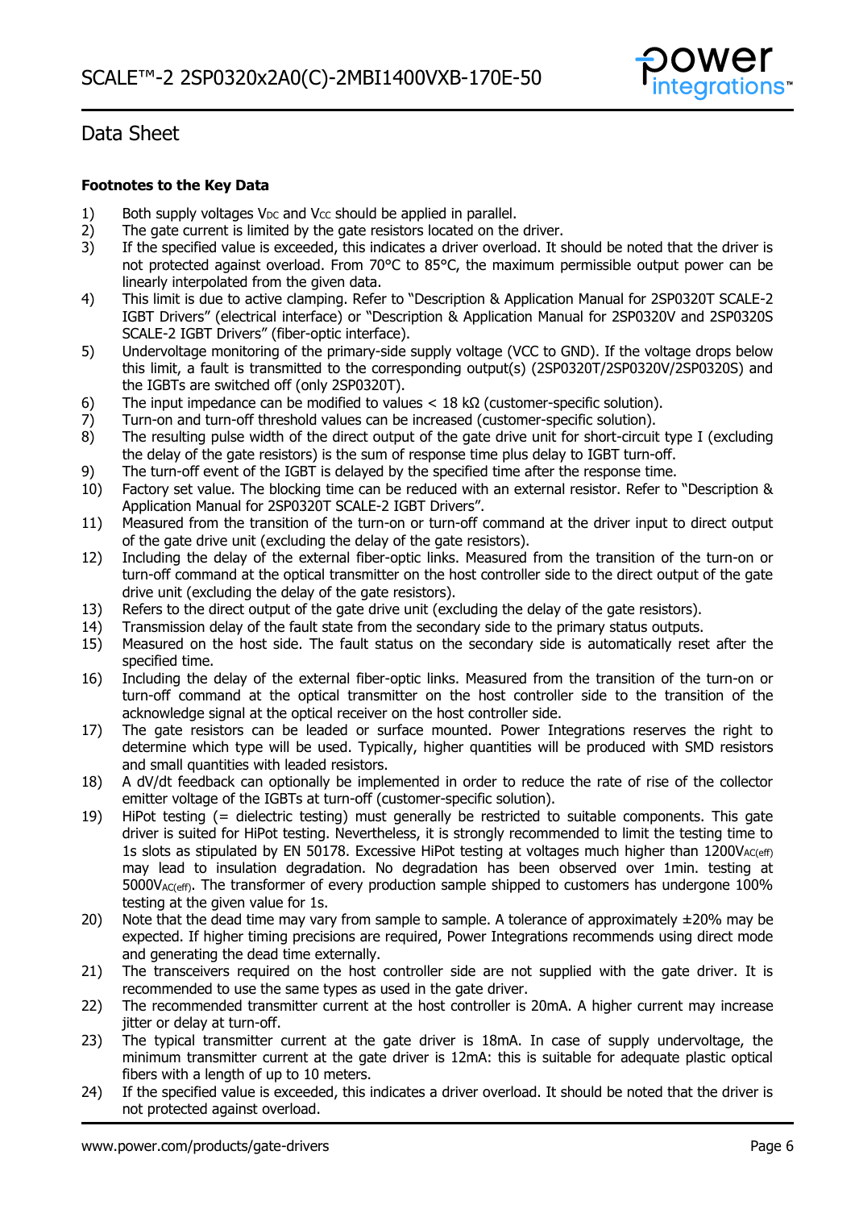## Data Sheet

**Footnotes to the Key Data**

1) Both supply voltages $V_{DC}$ and $V_{CC}$ should be applied in parallel.
2) The gate current is limited by the gate resistors located on the driver.
3) If the specified value is exceeded, this indicates a driver overload. It should be noted that the driver is not protected against overload. From 70°C to 85°C, the maximum permissible output power can be linearly interpolated from the given data.
4) This limit is due to active clamping. Refer to "Description & Application Manual for 2SP0320T SCALE-2 IGBT Drivers" (electrical interface) or "Description & Application Manual for 2SP0320V and 2SP0320S SCALE-2 IGBT Drivers" (fiber-optic interface).
5) Undervoltage monitoring of the primary-side supply voltage (VCC to GND). If the voltage drops below this limit, a fault is transmitted to the corresponding output(s) (2SP0320T/2SP0320V/2SP0320S) and the IGBTs are switched off (only 2SP0320T).
6) The input impedance can be modified to values < 18 kΩ (customer-specific solution).
7) Turn-on and turn-off threshold values can be increased (customer-specific solution).
8) The resulting pulse width of the direct output of the gate drive unit for short-circuit type I (excluding the delay of the gate resistors) is the sum of response time plus delay to IGBT turn-off.
9) The turn-off event of the IGBT is delayed by the specified time after the response time.
10) Factory set value. The blocking time can be reduced with an external resistor. Refer to "Description & Application Manual for 2SP0320T SCALE-2 IGBT Drivers".
11) Measured from the transition of the turn-on or turn-off command at the driver input to direct output of the gate drive unit (excluding the delay of the gate resistors).
12) Including the delay of the external fiber-optic links. Measured from the transition of the turn-on or turn-off command at the optical transmitter on the host controller side to the direct output of the gate drive unit (excluding the delay of the gate resistors).
13) Refers to the direct output of the gate drive unit (excluding the delay of the gate resistors).
14) Transmission delay of the fault state from the secondary side to the primary status outputs.
15) Measured on the host side. The fault status on the secondary side is automatically reset after the specified time.
16) Including the delay of the external fiber-optic links. Measured from the transition of the turn-on or turn-off command at the optical transmitter on the host controller side to the transition of the acknowledge signal at the optical receiver on the host controller side.
17) The gate resistors can be leaded or surface mounted. Power Integrations reserves the right to determine which type will be used. Typically, higher quantities will be produced with SMD resistors and small quantities with leaded resistors.
18) A dV/dt feedback can optionally be implemented in order to reduce the rate of rise of the collector emitter voltage of the IGBTs at turn-off (customer-specific solution).
19) HiPot testing (= dielectric testing) must generally be restricted to suitable components. This gate driver is suited for HiPot testing. Nevertheless, it is strongly recommended to limit the testing time to 1s slots as stipulated by EN 50178. Excessive HiPot testing at voltages much higher than $1200V_{AC(eff)}$ may lead to insulation degradation. No degradation has been observed over 1min. testing at $5000V_{AC(eff)}$. The transformer of every production sample shipped to customers has undergone 100% testing at the given value for 1s.
20) Note that the dead time may vary from sample to sample. A tolerance of approximately ±20% may be expected. If higher timing precisions are required, Power Integrations recommends using direct mode and generating the dead time externally.
21) The transceivers required on the host controller side are not supplied with the gate driver. It is recommended to use the same types as used in the gate driver.
22) The recommended transmitter current at the host controller is 20mA. A higher current may increase jitter or delay at turn-off.
23) The typical transmitter current at the gate driver is 18mA. In case of supply undervoltage, the minimum transmitter current at the gate driver is 12mA: this is suitable for adequate plastic optical fibers with a length of up to 10 meters.
24) If the specified value is exceeded, this indicates a driver overload. It should be noted that the driver is not protected against overload.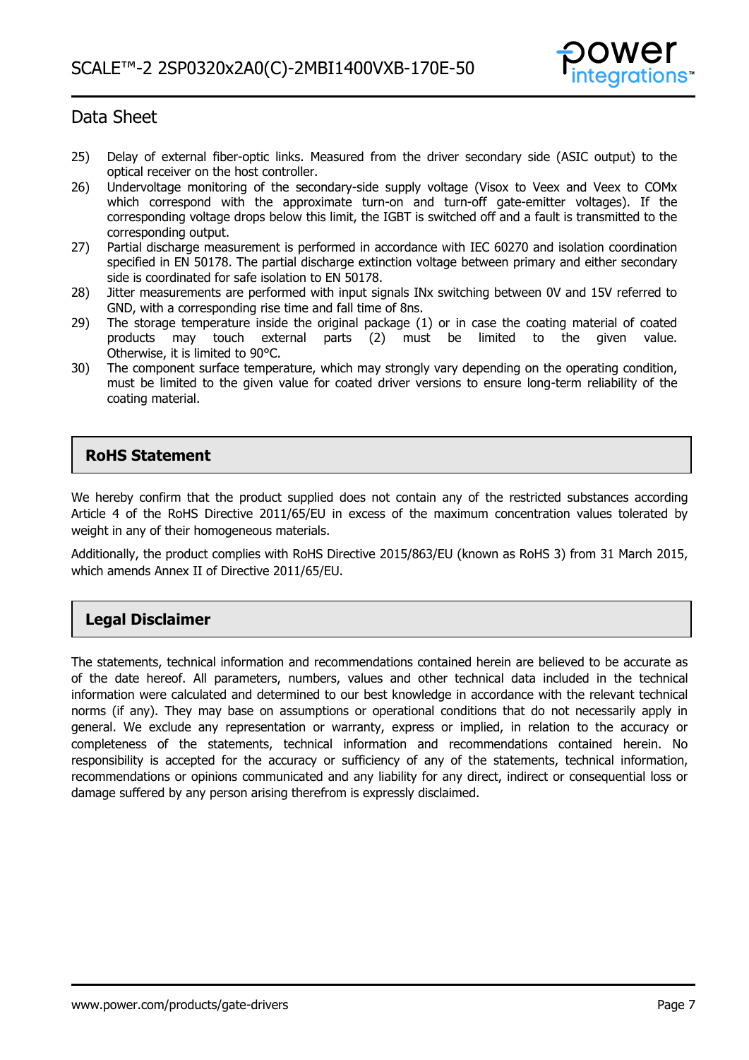25) Delay of external fiber-optic links. Measured from the driver secondary side (ASIC output) to the optical receiver on the host controller.
26) Undervoltage monitoring of the secondary-side supply voltage (Visox to Veex and Veex to COMx which correspond with the approximate turn-on and turn-off gate-emitter voltages). If the corresponding voltage drops below this limit, the IGBT is switched off and a fault is transmitted to the corresponding output.
27) Partial discharge measurement is performed in accordance with IEC 60270 and isolation coordination specified in EN 50178. The partial discharge extinction voltage between primary and either secondary side is coordinated for safe isolation to EN 50178.
28) Jitter measurements are performed with input signals INx switching between 0V and 15V referred to GND, with a corresponding rise time and fall time of 8ns.
29) The storage temperature inside the original package (1) or in case the coating material of coated products may touch external parts (2) must be limited to the given value. Otherwise, it is limited to 90°C.
30) The component surface temperature, which may strongly vary depending on the operating condition, must be limited to the given value for coated driver versions to ensure long-term reliability of the coating material.

## RoHS Statement

We hereby confirm that the product supplied does not contain any of the restricted substances according Article 4 of the RoHS Directive 2011/65/EU in excess of the maximum concentration values tolerated by weight in any of their homogeneous materials.

Additionally, the product complies with RoHS Directive 2015/863/EU (known as RoHS 3) from 31 March 2015, which amends Annex II of Directive 2011/65/EU.

## Legal Disclaimer

The statements, technical information and recommendations contained herein are believed to be accurate as of the date hereof. All parameters, numbers, values and other technical data included in the technical information were calculated and determined to our best knowledge in accordance with the relevant technical norms (if any). They may base on assumptions or operational conditions that do not necessarily apply in general. We exclude any representation or warranty, express or implied, in relation to the accuracy or completeness of the statements, technical information and recommendations contained herein. No responsibility is accepted for the accuracy or sufficiency of any of the statements, technical information, recommendations or opinions communicated and any liability for any direct, indirect or consequential loss or damage suffered by any person arising therefrom is expressly disclaimed.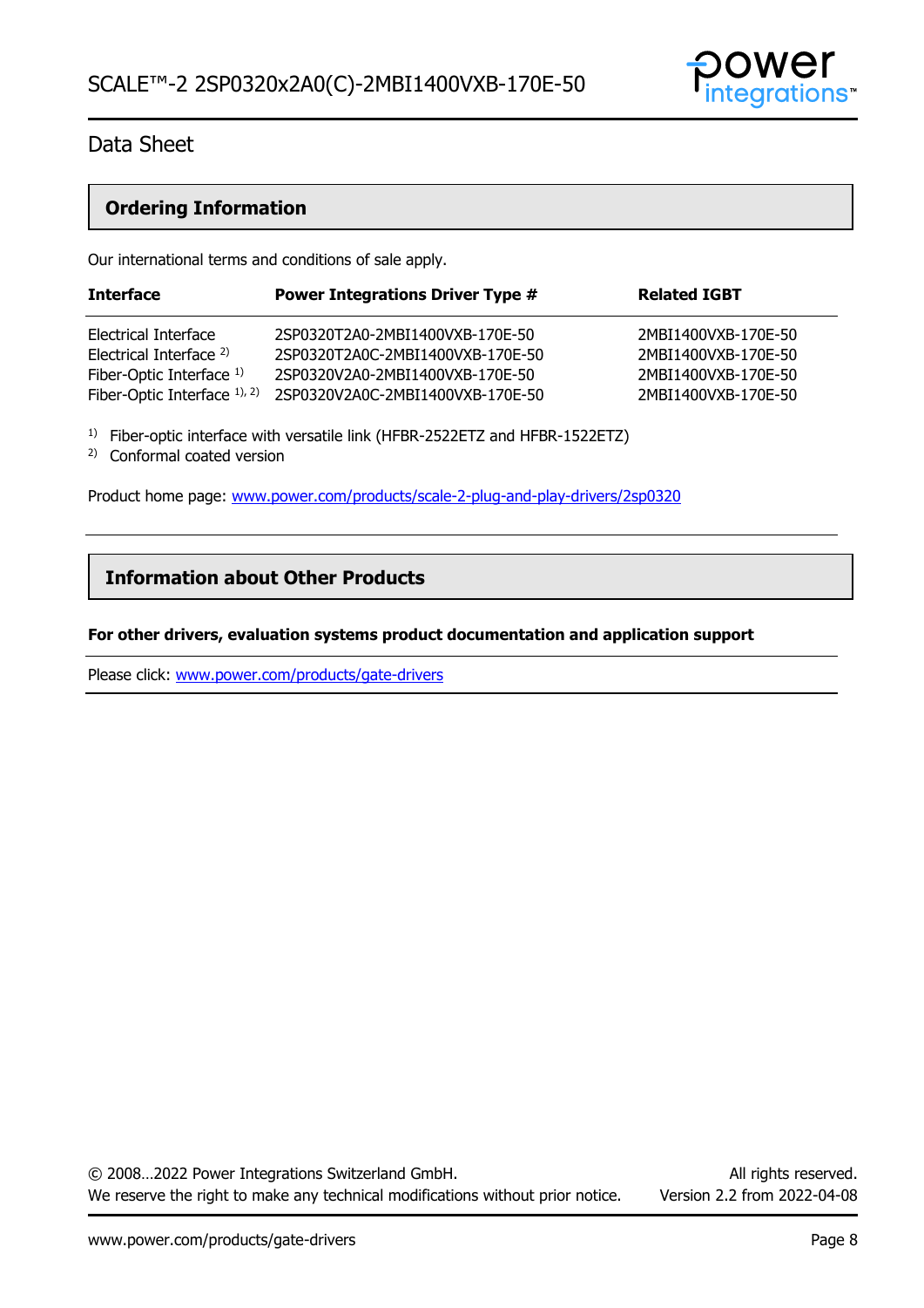## Ordering Information

Our international terms and conditions of sale apply.

| Interface | Power Integrations Driver Type # | Related IGBT |
|---|---|---|
| Electrical Interface | 2SP0320T2A0-2MBI1400VXB-170E-50 | 2MBI1400VXB-170E-50 |
| Electrical Interface [2] | 2SP0320T2A0C-2MBI1400VXB-170E-50 | 2MBI1400VXB-170E-50 |
| Fiber-Optic Interface [1] | 2SP0320V2A0-2MBI1400VXB-170E-50 | 2MBI1400VXB-170E-50 |
| Fiber-Optic Interface [1], [2] | 2SP0320V2A0C-2MBI1400VXB-170E-50 | 2MBI1400VXB-170E-50 |

[1] Fiber-optic interface with versatile link (HFBR-2522ETZ and HFBR-1522ETZ)

[2] Conformal coated version

Product home page: [www.power.com/products/scale-2-plug-and-play-drivers/2sp0320](www.power.com/products/scale-2-plug-and-play-drivers/2sp0320)

## Information about Other Products

**For other drivers, evaluation systems product documentation and application support**

Please click: [www.power.com/products/gate-drivers](www.power.com/products/gate-drivers)

© 2008…2022 Power Integrations Switzerland GmbH. All rights reserved.

We reserve the right to make any technical modifications without prior notice. Version 2.2 from 2022-04-08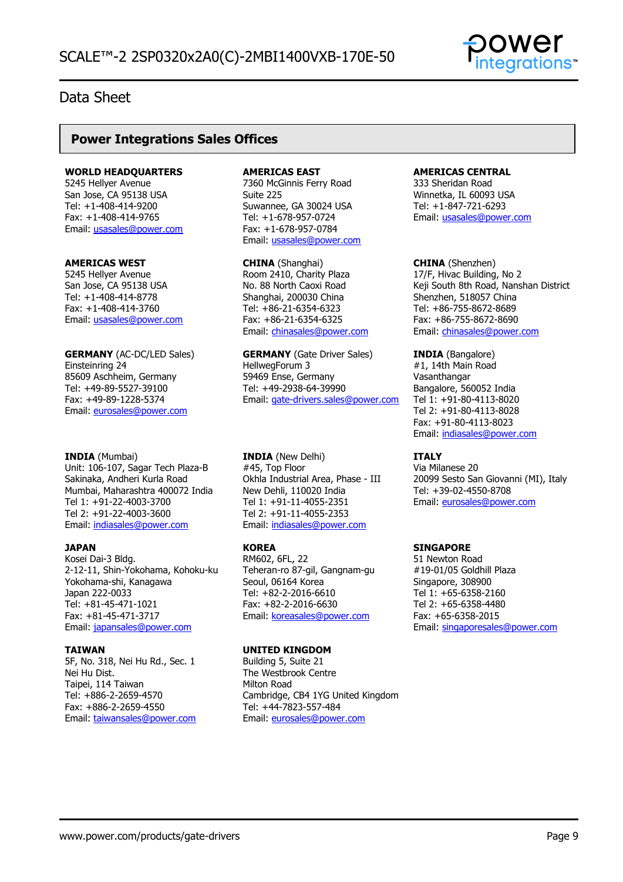## Power Integrations Sales Offices

**WORLD HEADQUARTERS**
5245 Hellyer Avenue
San Jose, CA 95138 USA
Tel: +1-408-414-9200
Fax: +1-408-414-9765
Email: usasales@power.com

**AMERICAS EAST**
7360 McGinnis Ferry Road
Suite 225
Suwannee, GA 30024 USA
Tel: +1-678-957-0724
Fax: +1-678-957-0784
Email: usasales@power.com

**AMERICAS CENTRAL**
333 Sheridan Road
Winnetka, IL 60093 USA
Tel: +1-847-721-6293
Email: usasales@power.com

**AMERICAS WEST**
5245 Hellyer Avenue
San Jose, CA 95138 USA
Tel: +1-408-414-8778
Fax: +1-408-414-3760
Email: usasales@power.com

**CHINA** (Shanghai)
Room 2410, Charity Plaza
No. 88 North Caoxi Road
Shanghai, 200030 China
Tel: +86-21-6354-6323
Fax: +86-21-6354-6325
Email: chinasales@power.com

**CHINA** (Shenzhen)
17/F, Hivac Building, No 2
Keji South 8th Road, Nanshan District
Shenzhen, 518057 China
Tel: +86-755-8672-8689
Fax: +86-755-8672-8690
Email: chinasales@power.com

**GERMANY** (AC-DC/LED Sales)
Einsteinring 24
85609 Aschheim, Germany
Tel: +49-89-5527-39100
Fax: +49-89-1228-5374
Email: eurosales@power.com

**GERMANY** (Gate Driver Sales)
HellwegForum 3
59469 Ense, Germany
Tel: +49-2938-64-39990
Email: gate-drivers.sales@power.com

**INDIA** (Bangalore)
#1, 14th Main Road
Vasanthangar
Bangalore, 560052 India
Tel 1: +91-80-4113-8020
Tel 2: +91-80-4113-8028
Fax: +91-80-4113-8023
Email: indiasales@power.com

**INDIA** (Mumbai)
Unit: 106-107, Sagar Tech Plaza-B
Sakinaka, Andheri Kurla Road
Mumbai, Maharashtra 400072 India
Tel 1: +91-22-4003-3700
Tel 2: +91-22-4003-3600
Email: indiasales@power.com

**INDIA** (New Delhi)
#45, Top Floor
Okhla Industrial Area, Phase - III
New Dehli, 110020 India
Tel 1: +91-11-4055-2351
Tel 2: +91-11-4055-2353
Email: indiasales@power.com

**ITALY**
Via Milanese 20
20099 Sesto San Giovanni (MI), Italy
Tel: +39-02-4550-8708
Email: eurosales@power.com

**JAPAN**
Kosei Dai-3 Bldg.
2-12-11, Shin-Yokohama, Kohoku-ku
Yokohama-shi, Kanagawa
Japan 222-0033
Tel: +81-45-471-1021
Fax: +81-45-471-3717
Email: japansales@power.com

**KOREA**
RM602, 6FL, 22
Teheran-ro 87-gil, Gangnam-gu
Seoul, 06164 Korea
Tel: +82-2-2016-6610
Fax: +82-2-2016-6630
Email: koreasales@power.com

**SINGAPORE**
51 Newton Road
#19-01/05 Goldhill Plaza
Singapore, 308900
Tel 1: +65-6358-2160
Tel 2: +65-6358-4480
Fax: +65-6358-2015
Email: singaporesales@power.com

**TAIWAN**
5F, No. 318, Nei Hu Rd., Sec. 1
Nei Hu Dist.
Taipei, 114 Taiwan
Tel: +886-2-2659-4570
Fax: +886-2-2659-4550
Email: taiwansales@power.com

**UNITED KINGDOM**
Building 5, Suite 21
The Westbrook Centre
Milton Road
Cambridge, CB4 1YG United Kingdom
Tel: +44-7823-557-484
Email: eurosales@power.com